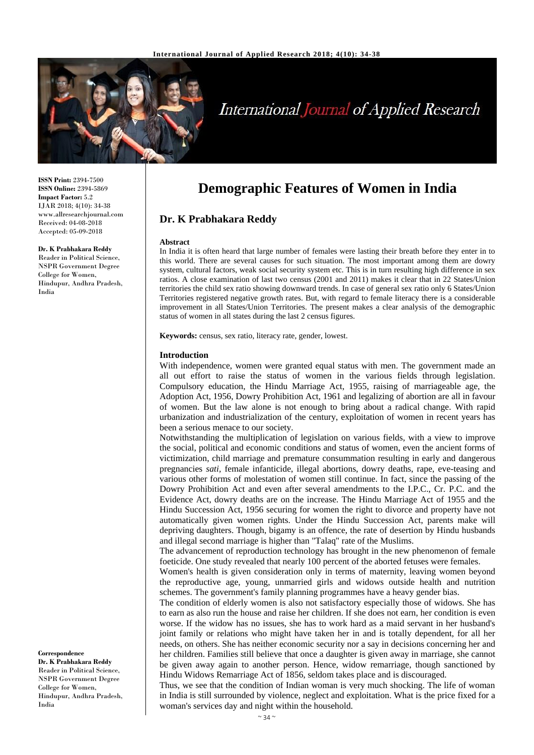# Demographic Features of Women in India

## Dr. K Prabhakara Reddy

**ISSN Print:** 2394-7500
**ISSN Online:** 2394-5869
**Impact Factor:** 5.2
IJAR 2018; 4(10): 34-38
www.allresearchjournal.com
Received: 04-08-2018
Accepted: 05-09-2018

**Dr. K Prabhakara Reddy**
Reader in Political Science, NSPR Government Degree College for Women, Hindupur, Andhra Pradesh, India

**Correspondence**
**Dr. K Prabhakara Reddy**
Reader in Political Science, NSPR Government Degree College for Women, Hindupur, Andhra Pradesh, India

### Abstract

In India it is often heard that large number of females were lasting their breath before they enter in to this world. There are several causes for such situation. The most important among them are dowry system, cultural factors, weak social security system etc. This is in turn resulting high difference in sex ratios. A close examination of last two census (2001 and 2011) makes it clear that in 22 States/Union territories the child sex ratio showing downward trends. In case of general sex ratio only 6 States/Union Territories registered negative growth rates. But, with regard to female literacy there is a considerable improvement in all States/Union Territories. The present makes a clear analysis of the demographic status of women in all states during the last 2 census figures.

**Keywords:** census, sex ratio, literacy rate, gender, lowest.

### Introduction

With independence, women were granted equal status with men. The government made an all out effort to raise the status of women in the various fields through legislation. Compulsory education, the Hindu Marriage Act, 1955, raising of marriageable age, the Adoption Act, 1956, Dowry Prohibition Act, 1961 and legalizing of abortion are all in favour of women. But the law alone is not enough to bring about a radical change. With rapid urbanization and industrialization of the century, exploitation of women in recent years has been a serious menace to our society.

Notwithstanding the multiplication of legislation on various fields, with a view to improve the social, political and economic conditions and status of women, even the ancient forms of victimization, child marriage and premature consummation resulting in early and dangerous pregnancies *sati*, female infanticide, illegal abortions, dowry deaths, rape, eve-teasing and various other forms of molestation of women still continue. In fact, since the passing of the Dowry Prohibition Act and even after several amendments to the I.P.C., Cr. P.C. and the Evidence Act, dowry deaths are on the increase. The Hindu Marriage Act of 1955 and the Hindu Succession Act, 1956 securing for women the right to divorce and property have not automatically given women rights. Under the Hindu Succession Act, parents make will depriving daughters. Though, bigamy is an offence, the rate of desertion by Hindu husbands and illegal second marriage is higher than "Talaq" rate of the Muslims.

The advancement of reproduction technology has brought in the new phenomenon of female foeticide. One study revealed that nearly 100 percent of the aborted fetuses were females.

Women's health is given consideration only in terms of maternity, leaving women beyond the reproductive age, young, unmarried girls and widows outside health and nutrition schemes. The government's family planning programmes have a heavy gender bias.

The condition of elderly women is also not satisfactory especially those of widows. She has to earn as also run the house and raise her children. If she does not earn, her condition is even worse. If the widow has no issues, she has to work hard as a maid servant in her husband's joint family or relations who might have taken her in and is totally dependent, for all her needs, on others. She has neither economic security nor a say in decisions concerning her and her children. Families still believe that once a daughter is given away in marriage, she cannot be given away again to another person. Hence, widow remarriage, though sanctioned by Hindu Widows Remarriage Act of 1856, seldom takes place and is discouraged.

Thus, we see that the condition of Indian woman is very much shocking. The life of woman in India is still surrounded by violence, neglect and exploitation. What is the price fixed for a woman's services day and night within the household.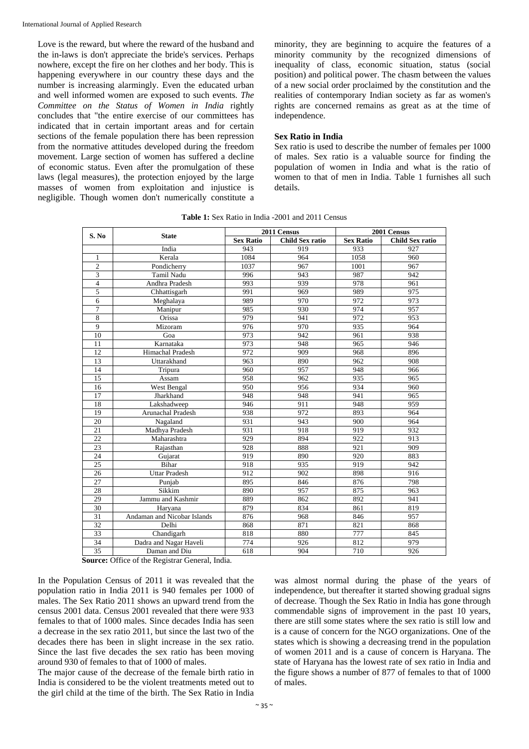Love is the reward, but where the reward of the husband and the in-laws is don't appreciate the bride's services. Perhaps nowhere, except the fire on her clothes and her body. This is happening everywhere in our country these days and the number is increasing alarmingly. Even the educated urban and well informed women are exposed to such events. *The Committee on the Status of Women in India* rightly concludes that "the entire exercise of our committees has indicated that in certain important areas and for certain sections of the female population there has been repression from the normative attitudes developed during the freedom movement. Large section of women has suffered a decline of economic status. Even after the promulgation of these laws (legal measures), the protection enjoyed by the large masses of women from exploitation and injustice is negligible. Though women don't numerically constitute a minority, they are beginning to acquire the features of a minority community by the recognized dimensions of inequality of class, economic situation, status (social position) and political power. The chasm between the values of a new social order proclaimed by the constitution and the realities of contemporary Indian society as far as women's rights are concerned remains as great as at the time of independence.

### Sex Ratio in India

Sex ratio is used to describe the number of females per 1000 of males. Sex ratio is a valuable source for finding the population of women in India and what is the ratio of women to that of men in India. Table 1 furnishes all such details.

**Table 1:** Sex Ratio in India -2001 and 2011 Census

| S. No | State | 2011 Census | | 2001 Census | |
|---|---|---|---|---|---|
| | | Sex Ratio | Child Sex ratio | Sex Ratio | Child Sex ratio |
| | India | 943 | 919 | 933 | 927 |
| 1 | Kerala | 1084 | 964 | 1058 | 960 |
| 2 | Pondicherry | 1037 | 967 | 1001 | 967 |
| 3 | Tamil Nadu | 996 | 943 | 987 | 942 |
| 4 | Andhra Pradesh | 993 | 939 | 978 | 961 |
| 5 | Chhattisgarh | 991 | 969 | 989 | 975 |
| 6 | Meghalaya | 989 | 970 | 972 | 973 |
| 7 | Manipur | 985 | 930 | 974 | 957 |
| 8 | Orissa | 979 | 941 | 972 | 953 |
| 9 | Mizoram | 976 | 970 | 935 | 964 |
| 10 | Goa | 973 | 942 | 961 | 938 |
| 11 | Karnataka | 973 | 948 | 965 | 946 |
| 12 | Himachal Pradesh | 972 | 909 | 968 | 896 |
| 13 | Uttarakhand | 963 | 890 | 962 | 908 |
| 14 | Tripura | 960 | 957 | 948 | 966 |
| 15 | Assam | 958 | 962 | 935 | 965 |
| 16 | West Bengal | 950 | 956 | 934 | 960 |
| 17 | Jharkhand | 948 | 948 | 941 | 965 |
| 18 | Lakshadweep | 946 | 911 | 948 | 959 |
| 19 | Arunachal Pradesh | 938 | 972 | 893 | 964 |
| 20 | Nagaland | 931 | 943 | 900 | 964 |
| 21 | Madhya Pradesh | 931 | 918 | 919 | 932 |
| 22 | Maharashtra | 929 | 894 | 922 | 913 |
| 23 | Rajasthan | 928 | 888 | 921 | 909 |
| 24 | Gujarat | 919 | 890 | 920 | 883 |
| 25 | Bihar | 918 | 935 | 919 | 942 |
| 26 | Uttar Pradesh | 912 | 902 | 898 | 916 |
| 27 | Punjab | 895 | 846 | 876 | 798 |
| 28 | Sikkim | 890 | 957 | 875 | 963 |
| 29 | Jammu and Kashmir | 889 | 862 | 892 | 941 |
| 30 | Haryana | 879 | 834 | 861 | 819 |
| 31 | Andaman and Nicobar Islands | 876 | 968 | 846 | 957 |
| 32 | Delhi | 868 | 871 | 821 | 868 |
| 33 | Chandigarh | 818 | 880 | 777 | 845 |
| 34 | Dadra and Nagar Haveli | 774 | 926 | 812 | 979 |
| 35 | Daman and Diu | 618 | 904 | 710 | 926 |

**Source:** Office of the Registrar General, India.

In the Population Census of 2011 it was revealed that the population ratio in India 2011 is 940 females per 1000 of males. The Sex Ratio 2011 shows an upward trend from the census 2001 data. Census 2001 revealed that there were 933 females to that of 1000 males. Since decades India has seen a decrease in the sex ratio 2011, but since the last two of the decades there has been in slight increase in the sex ratio. Since the last five decades the sex ratio has been moving around 930 of females to that of 1000 of males.

The major cause of the decrease of the female birth ratio in India is considered to be the violent treatments meted out to the girl child at the time of the birth. The Sex Ratio in India was almost normal during the phase of the years of independence, but thereafter it started showing gradual signs of decrease. Though the Sex Ratio in India has gone through commendable signs of improvement in the past 10 years, there are still some states where the sex ratio is still low and is a cause of concern for the NGO organizations. One of the states which is showing a decreasing trend in the population of women 2011 and is a cause of concern is Haryana. The state of Haryana has the lowest rate of sex ratio in India and the figure shows a number of 877 of females to that of 1000 of males.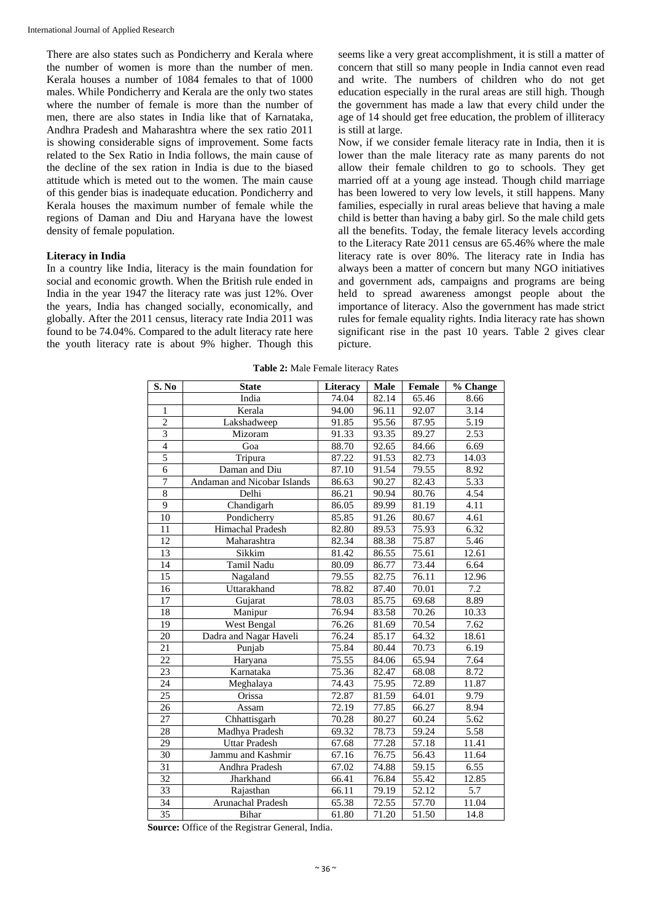There are also states such as Pondicherry and Kerala where the number of women is more than the number of men. Kerala houses a number of 1084 females to that of 1000 males. While Pondicherry and Kerala are the only two states where the number of female is more than the number of men, there are also states in India like that of Karnataka, Andhra Pradesh and Maharashtra where the sex ratio 2011 is showing considerable signs of improvement. Some facts related to the Sex Ratio in India follows, the main cause of the decline of the sex ration in India is due to the biased attitude which is meted out to the women. The main cause of this gender bias is inadequate education. Pondicherry and Kerala houses the maximum number of female while the regions of Daman and Diu and Haryana have the lowest density of female population.

**Literacy in India**

In a country like India, literacy is the main foundation for social and economic growth. When the British rule ended in India in the year 1947 the literacy rate was just 12%. Over the years, India has changed socially, economically, and globally. After the 2011 census, literacy rate India 2011 was found to be 74.04%. Compared to the adult literacy rate here the youth literacy rate is about 9% higher. Though this seems like a very great accomplishment, it is still a matter of concern that still so many people in India cannot even read and write. The numbers of children who do not get education especially in the rural areas are still high. Though the government has made a law that every child under the age of 14 should get free education, the problem of illiteracy is still at large.

Now, if we consider female literacy rate in India, then it is lower than the male literacy rate as many parents do not allow their female children to go to schools. They get married off at a young age instead. Though child marriage has been lowered to very low levels, it still happens. Many families, especially in rural areas believe that having a male child is better than having a baby girl. So the male child gets all the benefits. Today, the female literacy levels according to the Literacy Rate 2011 census are 65.46% where the male literacy rate is over 80%. The literacy rate in India has always been a matter of concern but many NGO initiatives and government ads, campaigns and programs are being held to spread awareness amongst people about the importance of literacy. Also the government has made strict rules for female equality rights. India literacy rate has shown significant rise in the past 10 years. Table 2 gives clear picture.

**Table 2:** Male Female literacy Rates

| S. No | State | Literacy | Male | Female | % Change |
|---|---|---|---|---|---|
| | India | 74.04 | 82.14 | 65.46 | 8.66 |
| 1 | Kerala | 94.00 | 96.11 | 92.07 | 3.14 |
| 2 | Lakshadweep | 91.85 | 95.56 | 87.95 | 5.19 |
| 3 | Mizoram | 91.33 | 93.35 | 89.27 | 2.53 |
| 4 | Goa | 88.70 | 92.65 | 84.66 | 6.69 |
| 5 | Tripura | 87.22 | 91.53 | 82.73 | 14.03 |
| 6 | Daman and Diu | 87.10 | 91.54 | 79.55 | 8.92 |
| 7 | Andaman and Nicobar Islands | 86.63 | 90.27 | 82.43 | 5.33 |
| 8 | Delhi | 86.21 | 90.94 | 80.76 | 4.54 |
| 9 | Chandigarh | 86.05 | 89.99 | 81.19 | 4.11 |
| 10 | Pondicherry | 85.85 | 91.26 | 80.67 | 4.61 |
| 11 | Himachal Pradesh | 82.80 | 89.53 | 75.93 | 6.32 |
| 12 | Maharashtra | 82.34 | 88.38 | 75.87 | 5.46 |
| 13 | Sikkim | 81.42 | 86.55 | 75.61 | 12.61 |
| 14 | Tamil Nadu | 80.09 | 86.77 | 73.44 | 6.64 |
| 15 | Nagaland | 79.55 | 82.75 | 76.11 | 12.96 |
| 16 | Uttarakhand | 78.82 | 87.40 | 70.01 | 7.2 |
| 17 | Gujarat | 78.03 | 85.75 | 69.68 | 8.89 |
| 18 | Manipur | 76.94 | 83.58 | 70.26 | 10.33 |
| 19 | West Bengal | 76.26 | 81.69 | 70.54 | 7.62 |
| 20 | Dadra and Nagar Haveli | 76.24 | 85.17 | 64.32 | 18.61 |
| 21 | Punjab | 75.84 | 80.44 | 70.73 | 6.19 |
| 22 | Haryana | 75.55 | 84.06 | 65.94 | 7.64 |
| 23 | Karnataka | 75.36 | 82.47 | 68.08 | 8.72 |
| 24 | Meghalaya | 74.43 | 75.95 | 72.89 | 11.87 |
| 25 | Orissa | 72.87 | 81.59 | 64.01 | 9.79 |
| 26 | Assam | 72.19 | 77.85 | 66.27 | 8.94 |
| 27 | Chhattisgarh | 70.28 | 80.27 | 60.24 | 5.62 |
| 28 | Madhya Pradesh | 69.32 | 78.73 | 59.24 | 5.58 |
| 29 | Uttar Pradesh | 67.68 | 77.28 | 57.18 | 11.41 |
| 30 | Jammu and Kashmir | 67.16 | 76.75 | 56.43 | 11.64 |
| 31 | Andhra Pradesh | 67.02 | 74.88 | 59.15 | 6.55 |
| 32 | Jharkhand | 66.41 | 76.84 | 55.42 | 12.85 |
| 33 | Rajasthan | 66.11 | 79.19 | 52.12 | 5.7 |
| 34 | Arunachal Pradesh | 65.38 | 72.55 | 57.70 | 11.04 |
| 35 | Bihar | 61.80 | 71.20 | 51.50 | 14.8 |

**Source:** Office of the Registrar General, India.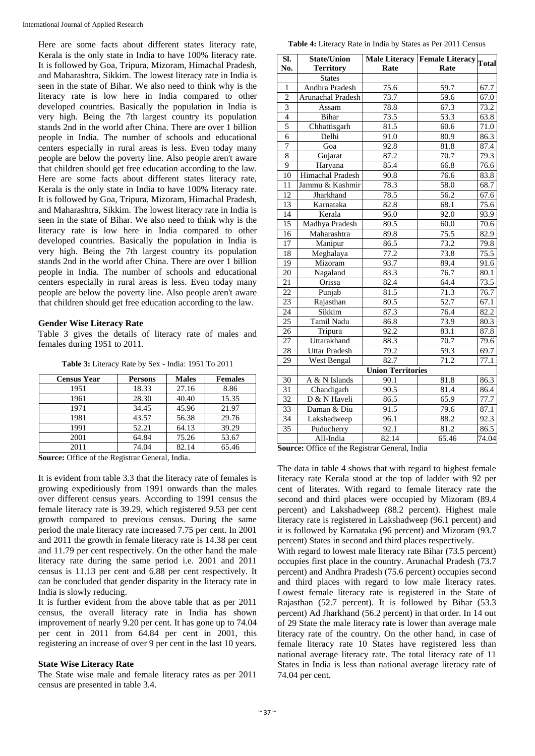Here are some facts about different states literacy rate, Kerala is the only state in India to have 100% literacy rate. It is followed by Goa, Tripura, Mizoram, Himachal Pradesh, and Maharashtra, Sikkim. The lowest literacy rate in India is seen in the state of Bihar. We also need to think why is the literacy rate is low here in India compared to other developed countries. Basically the population in India is very high. Being the 7th largest country its population stands 2nd in the world after China. There are over 1 billion people in India. The number of schools and educational centers especially in rural areas is less. Even today many people are below the poverty line. Also people aren't aware that children should get free education according to the law. Here are some facts about different states literacy rate, Kerala is the only state in India to have 100% literacy rate. It is followed by Goa, Tripura, Mizoram, Himachal Pradesh, and Maharashtra, Sikkim. The lowest literacy rate in India is seen in the state of Bihar. We also need to think why is the literacy rate is low here in India compared to other developed countries. Basically the population in India is very high. Being the 7th largest country its population stands 2nd in the world after China. There are over 1 billion people in India. The number of schools and educational centers especially in rural areas is less. Even today many people are below the poverty line. Also people aren't aware that children should get free education according to the law.

### Gender Wise Literacy Rate

Table 3 gives the details of literacy rate of males and females during 1951 to 2011.

**Table 3:** Literacy Rate by Sex - India: 1951 To 2011

| Census Year | Persons | Males | Females |
|---|---|---|---|
| 1951 | 18.33 | 27.16 | 8.86 |
| 1961 | 28.30 | 40.40 | 15.35 |
| 1971 | 34.45 | 45.96 | 21.97 |
| 1981 | 43.57 | 56.38 | 29.76 |
| 1991 | 52.21 | 64.13 | 39.29 |
| 2001 | 64.84 | 75.26 | 53.67 |
| 2011 | 74.04 | 82.14 | 65.46 |

**Source:** Office of the Registrar General, India.

It is evident from table 3.3 that the literacy rate of females is growing expeditiously from 1991 onwards than the males over different census years. According to 1991 census the female literacy rate is 39.29, which registered 9.53 per cent growth compared to previous census. During the same period the male literacy rate increased 7.75 per cent. In 2001 and 2011 the growth in female literacy rate is 14.38 per cent and 11.79 per cent respectively. On the other hand the male literacy rate during the same period i.e. 2001 and 2011 census is 11.13 per cent and 6.88 per cent respectively. It can be concluded that gender disparity in the literacy rate in India is slowly reducing.

It is further evident from the above table that as per 2011 census, the overall literacy rate in India has shown improvement of nearly 9.20 per cent. It has gone up to 74.04 per cent in 2011 from 64.84 per cent in 2001, this registering an increase of over 9 per cent in the last 10 years.

### State Wise Literacy Rate

The State wise male and female literacy rates as per 2011 census are presented in table 3.4.

**Table 4:** Literacy Rate in India by States as Per 2011 Census

| Sl. No. | State/Union Territory | Male Literacy Rate | Female Literacy Rate | Total |
|---|---|---|---|---|
| | States | | | |
| 1 | Andhra Pradesh | 75.6 | 59.7 | 67.7 |
| 2 | Arunachal Pradesh | 73.7 | 59.6 | 67.0 |
| 3 | Assam | 78.8 | 67.3 | 73.2 |
| 4 | Bihar | 73.5 | 53.3 | 63.8 |
| 5 | Chhattisgarh | 81.5 | 60.6 | 71.0 |
| 6 | Delhi | 91.0 | 80.9 | 86.3 |
| 7 | Goa | 92.8 | 81.8 | 87.4 |
| 8 | Gujarat | 87.2 | 70.7 | 79.3 |
| 9 | Haryana | 85.4 | 66.8 | 76.6 |
| 10 | Himachal Pradesh | 90.8 | 76.6 | 83.8 |
| 11 | Jammu & Kashmir | 78.3 | 58.0 | 68.7 |
| 12 | Jharkhand | 78.5 | 56.2 | 67.6 |
| 13 | Karnataka | 82.8 | 68.1 | 75.6 |
| 14 | Kerala | 96.0 | 92.0 | 93.9 |
| 15 | Madhya Pradesh | 80.5 | 60.0 | 70.6 |
| 16 | Maharashtra | 89.8 | 75.5 | 82.9 |
| 17 | Manipur | 86.5 | 73.2 | 79.8 |
| 18 | Meghalaya | 77.2 | 73.8 | 75.5 |
| 19 | Mizoram | 93.7 | 89.4 | 91.6 |
| 20 | Nagaland | 83.3 | 76.7 | 80.1 |
| 21 | Orissa | 82.4 | 64.4 | 73.5 |
| 22 | Punjab | 81.5 | 71.3 | 76.7 |
| 23 | Rajasthan | 80.5 | 52.7 | 67.1 |
| 24 | Sikkim | 87.3 | 76.4 | 82.2 |
| 25 | Tamil Nadu | 86.8 | 73.9 | 80.3 |
| 26 | Tripura | 92.2 | 83.1 | 87.8 |
| 27 | Uttarakhand | 88.3 | 70.7 | 79.6 |
| 28 | Uttar Pradesh | 79.2 | 59.3 | 69.7 |
| 29 | West Bengal | 82.7 | 71.2 | 77.1 |
| | Union Territories | | | |
| 30 | A & N Islands | 90.1 | 81.8 | 86.3 |
| 31 | Chandigarh | 90.5 | 81.4 | 86.4 |
| 32 | D & N Haveli | 86.5 | 65.9 | 77.7 |
| 33 | Daman & Diu | 91.5 | 79.6 | 87.1 |
| 34 | Lakshadweep | 96.1 | 88.2 | 92.3 |
| 35 | Puducherry | 92.1 | 81.2 | 86.5 |
| | All-India | 82.14 | 65.46 | 74.04 |

**Source:** Office of the Registrar General, India

The data in table 4 shows that with regard to highest female literacy rate Kerala stood at the top of ladder with 92 per cent of literates. With regard to female literacy rate the second and third places were occupied by Mizoram (89.4 percent) and Lakshadweep (88.2 percent). Highest male literacy rate is registered in Lakshadweep (96.1 percent) and it is followed by Karnataka (96 percent) and Mizoram (93.7 percent) States in second and third places respectively.

With regard to lowest male literacy rate Bihar (73.5 percent) occupies first place in the country. Arunachal Pradesh (73.7 percent) and Andhra Pradesh (75.6 percent) occupies second and third places with regard to low male literacy rates. Lowest female literacy rate is registered in the State of Rajasthan (52.7 percent). It is followed by Bihar (53.3 percent) Ad Jharkhand (56.2 percent) in that order. In 14 out of 29 State the male literacy rate is lower than average male literacy rate of the country. On the other hand, in case of female literacy rate 10 States have registered less than national average literacy rate. The total literacy rate of 11 States in India is less than national average literacy rate of 74.04 per cent.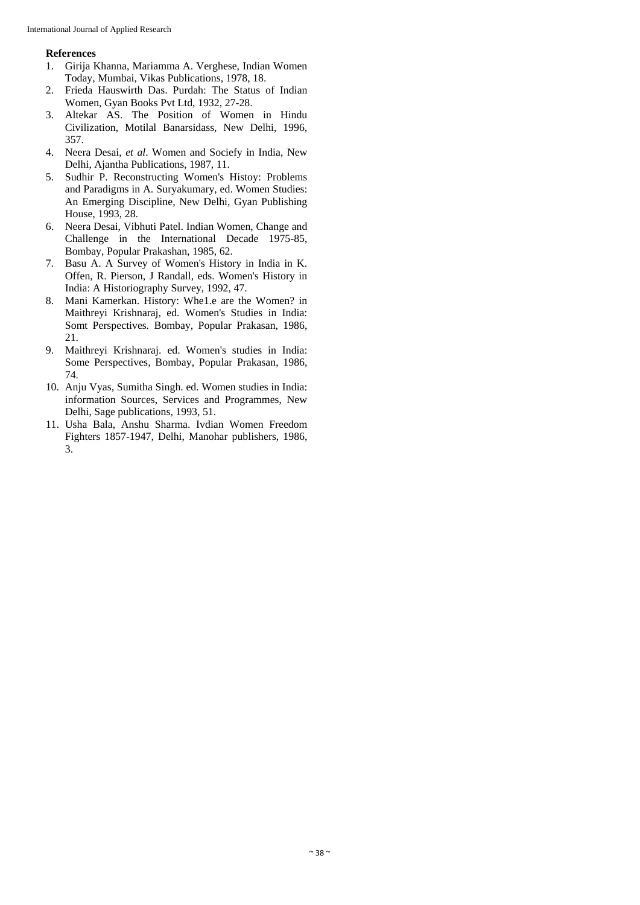**References**

1. Girija Khanna, Mariamma A. Verghese, Indian Women Today, Mumbai, Vikas Publications, 1978, 18.
2. Frieda Hauswirth Das. Purdah: The Status of Indian Women, Gyan Books Pvt Ltd, 1932, 27-28.
3. Altekar AS. The Position of Women in Hindu Civilization, Motilal Banarsidass, New Delhi, 1996, 357.
4. Neera Desai, *et al*. Women and Sociefy in India, New Delhi, Ajantha Publications, 1987, 11.
5. Sudhir P. Reconstructing Women's Histoy: Problems and Paradigms in A. Suryakumary, ed. Women Studies: An Emerging Discipline, New Delhi, Gyan Publishing House, 1993, 28.
6. Neera Desai, Vibhuti Patel. Indian Women, Change and Challenge in the International Decade 1975-85, Bombay, Popular Prakashan, 1985, 62.
7. Basu A. A Survey of Women's History in India in K. Offen, R. Pierson, J Randall, eds. Women's History in India: A Historiography Survey, 1992, 47.
8. Mani Kamerkan. History: Whe1.e are the Women? in Maithreyi Krishnaraj, ed. Women's Studies in India: Somt Perspectives. Bombay, Popular Prakasan, 1986, 21.
9. Maithreyi Krishnaraj. ed. Women's studies in India: Some Perspectives, Bombay, Popular Prakasan, 1986, 74.
10. Anju Vyas, Sumitha Singh. ed. Women studies in India: information Sources, Services and Programmes, New Delhi, Sage publications, 1993, 51.
11. Usha Bala, Anshu Sharma. Ivdian Women Freedom Fighters 1857-1947, Delhi, Manohar publishers, 1986, 3.